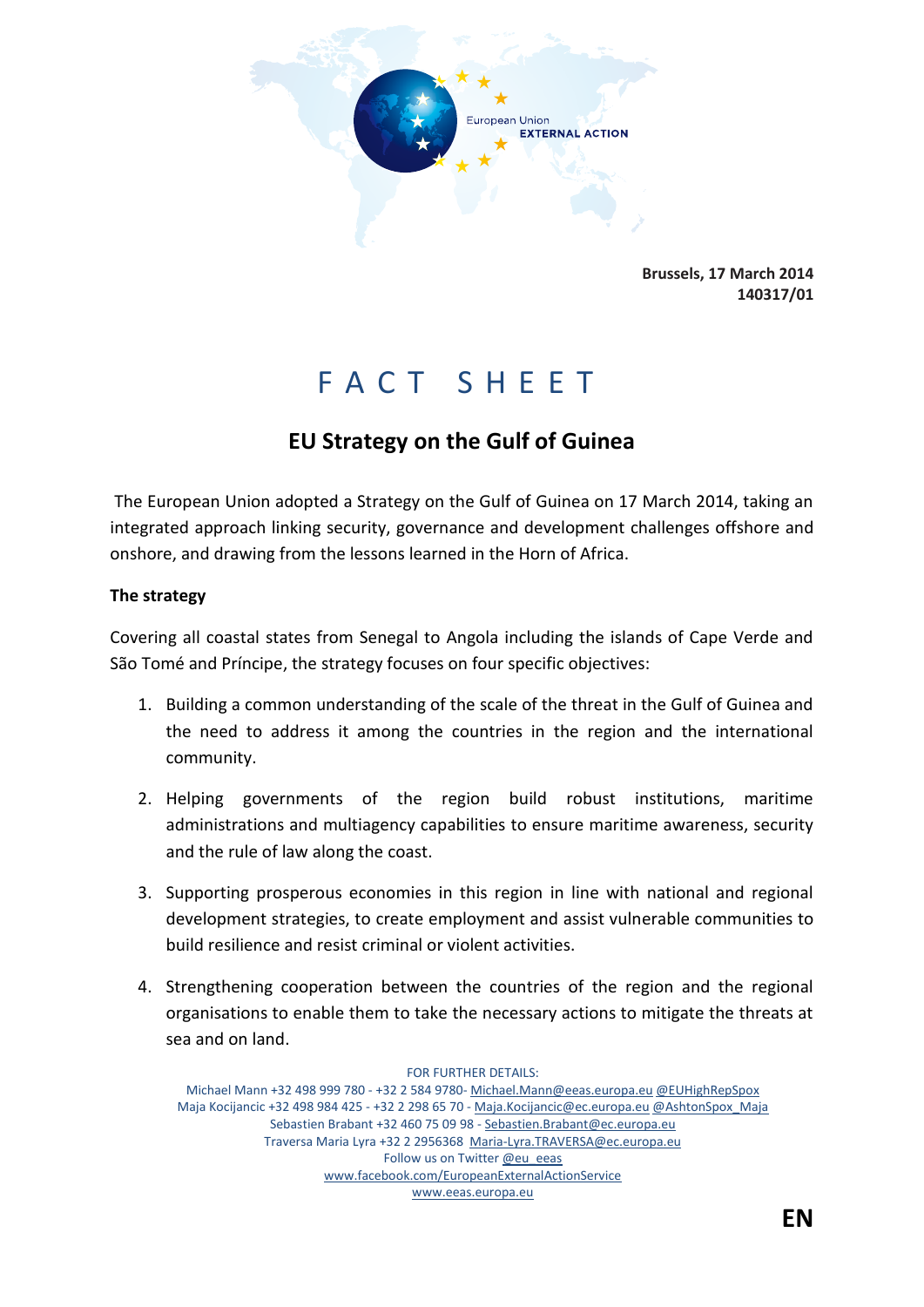Brussels, 17 March 2014
140317/01

# FACT SHEET

## EU Strategy on the Gulf of Guinea

The European Union adopted a Strategy on the Gulf of Guinea on 17 March 2014, taking an integrated approach linking security, governance and development challenges offshore and onshore, and drawing from the lessons learned in the Horn of Africa.

**The strategy**

Covering all coastal states from Senegal to Angola including the islands of Cape Verde and São Tomé and Príncipe, the strategy focuses on four specific objectives:

1. Building a common understanding of the scale of the threat in the Gulf of Guinea and the need to address it among the countries in the region and the international community.
2. Helping governments of the region build robust institutions, maritime administrations and multiagency capabilities to ensure maritime awareness, security and the rule of law along the coast.
3. Supporting prosperous economies in this region in line with national and regional development strategies, to create employment and assist vulnerable communities to build resilience and resist criminal or violent activities.
4. Strengthening cooperation between the countries of the region and the regional organisations to enable them to take the necessary actions to mitigate the threats at sea and on land.

FOR FURTHER DETAILS:
Michael Mann +32 498 999 780 - +32 2 584 9780- Michael.Mann@eeas.europa.eu @EUHighRepSpox
Maja Kocijancic +32 498 984 425 - +32 2 298 65 70 - Maja.Kocijancic@ec.europa.eu @AshtonSpox_Maja
Sebastien Brabant +32 460 75 09 98 - Sebastien.Brabant@ec.europa.eu
Traversa Maria Lyra +32 2 2956368 Maria-Lyra.TRAVERSA@ec.europa.eu
Follow us on Twitter @eu_eeas
www.facebook.com/EuropeanExternalActionService
www.eeas.europa.eu

EN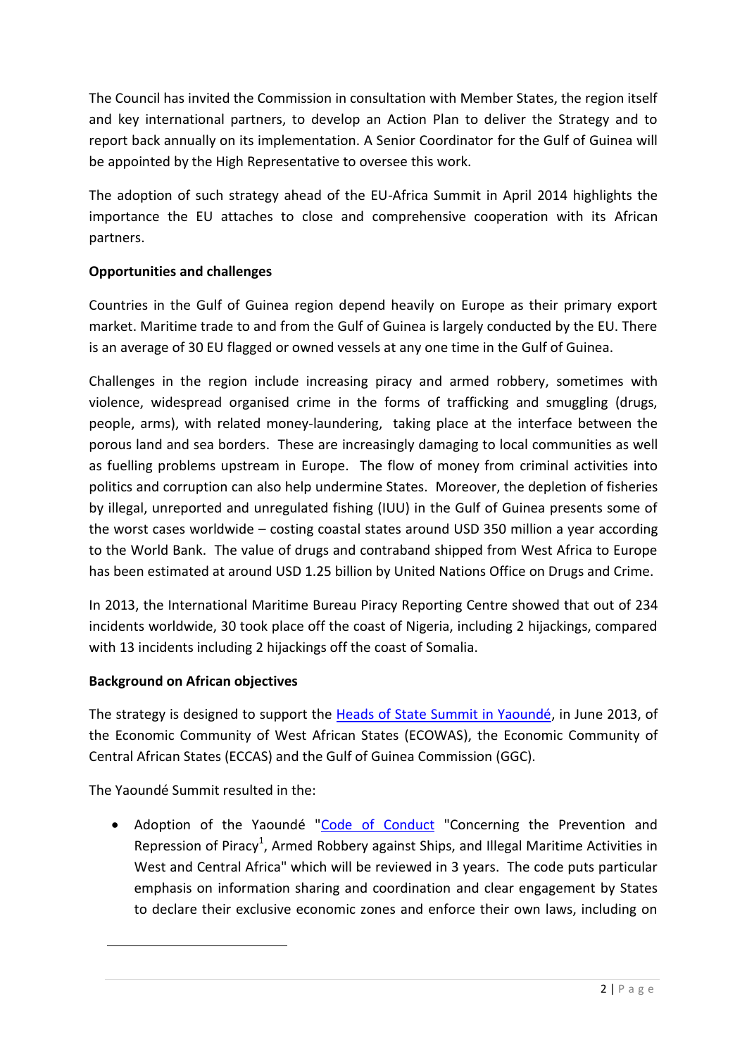The Council has invited the Commission in consultation with Member States, the region itself and key international partners, to develop an Action Plan to deliver the Strategy and to report back annually on its implementation. A Senior Coordinator for the Gulf of Guinea will be appointed by the High Representative to oversee this work.

The adoption of such strategy ahead of the EU-Africa Summit in April 2014 highlights the importance the EU attaches to close and comprehensive cooperation with its African partners.

**Opportunities and challenges**

Countries in the Gulf of Guinea region depend heavily on Europe as their primary export market. Maritime trade to and from the Gulf of Guinea is largely conducted by the EU. There is an average of 30 EU flagged or owned vessels at any one time in the Gulf of Guinea.

Challenges in the region include increasing piracy and armed robbery, sometimes with violence, widespread organised crime in the forms of trafficking and smuggling (drugs, people, arms), with related money-laundering, taking place at the interface between the porous land and sea borders. These are increasingly damaging to local communities as well as fuelling problems upstream in Europe. The flow of money from criminal activities into politics and corruption can also help undermine States. Moreover, the depletion of fisheries by illegal, unreported and unregulated fishing (IUU) in the Gulf of Guinea presents some of the worst cases worldwide – costing coastal states around USD 350 million a year according to the World Bank. The value of drugs and contraband shipped from West Africa to Europe has been estimated at around USD 1.25 billion by United Nations Office on Drugs and Crime.

In 2013, the International Maritime Bureau Piracy Reporting Centre showed that out of 234 incidents worldwide, 30 took place off the coast of Nigeria, including 2 hijackings, compared with 13 incidents including 2 hijackings off the coast of Somalia.

**Background on African objectives**

The strategy is designed to support the Heads of State Summit in Yaoundé, in June 2013, of the Economic Community of West African States (ECOWAS), the Economic Community of Central African States (ECCAS) and the Gulf of Guinea Commission (GGC).

The Yaoundé Summit resulted in the:

- Adoption of the Yaoundé "Code of Conduct "Concerning the Prevention and Repression of Piracy[1], Armed Robbery against Ships, and Illegal Maritime Activities in West and Central Africa" which will be reviewed in 3 years. The code puts particular emphasis on information sharing and coordination and clear engagement by States to declare their exclusive economic zones and enforce their own laws, including on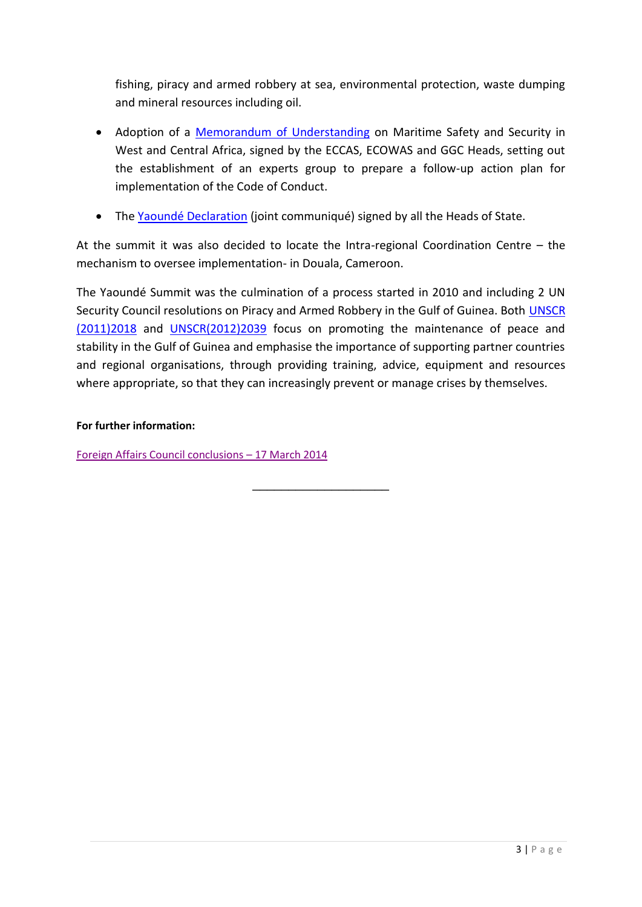fishing, piracy and armed robbery at sea, environmental protection, waste dumping and mineral resources including oil.

- Adoption of a Memorandum of Understanding on Maritime Safety and Security in West and Central Africa, signed by the ECCAS, ECOWAS and GGC Heads, setting out the establishment of an experts group to prepare a follow-up action plan for implementation of the Code of Conduct.
- The Yaoundé Declaration (joint communiqué) signed by all the Heads of State.

At the summit it was also decided to locate the Intra-regional Coordination Centre – the mechanism to oversee implementation- in Douala, Cameroon.

The Yaoundé Summit was the culmination of a process started in 2010 and including 2 UN Security Council resolutions on Piracy and Armed Robbery in the Gulf of Guinea. Both UNSCR (2011)2018 and UNSCR(2012)2039 focus on promoting the maintenance of peace and stability in the Gulf of Guinea and emphasise the importance of supporting partner countries and regional organisations, through providing training, advice, equipment and resources where appropriate, so that they can increasingly prevent or manage crises by themselves.

**For further information:**

Foreign Affairs Council conclusions – 17 March 2014

---